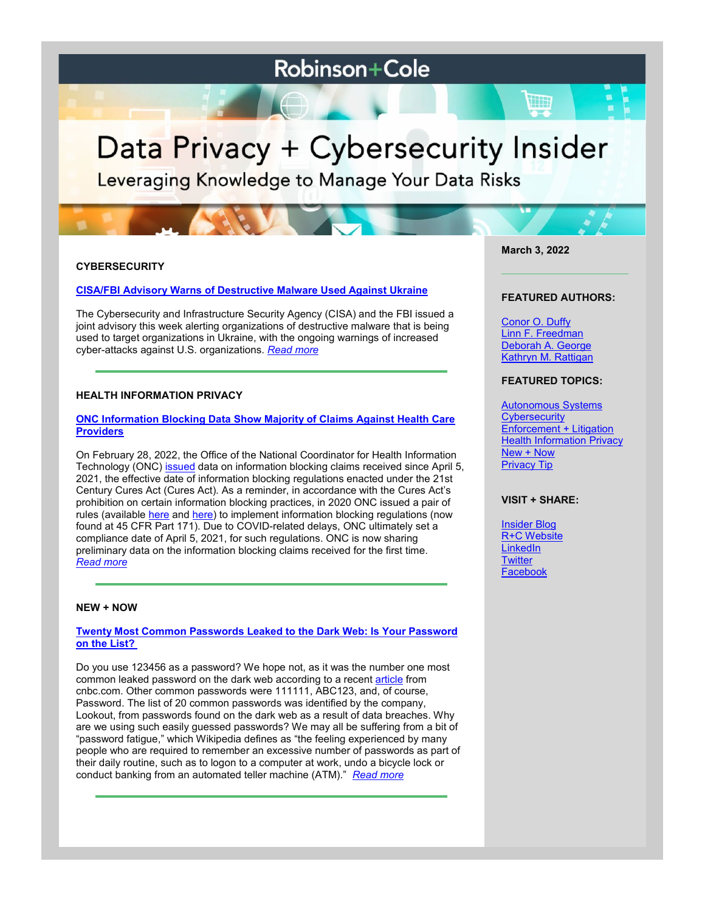# Robinson+Cole

# Data Privacy + Cybersecurity Insider

Leveraging Knowledge to Manage Your Data Risks

March 3, 2022

## CYBERSECURITY

### CISA/FBI Advisory Warns of Destructive Malware Used Against Ukraine

The Cybersecurity and Infrastructure Security Agency (CISA) and the FBI issued a joint advisory this week alerting organizations of destructive malware that is being used to target organizations in Ukraine, with the ongoing warnings of increased cyber-attacks against U.S. organizations. *Read more*

## HEALTH INFORMATION PRIVACY

### ONC Information Blocking Data Show Majority of Claims Against Health Care Providers

On February 28, 2022, the Office of the National Coordinator for Health Information Technology (ONC) issued data on information blocking claims received since April 5, 2021, the effective date of information blocking regulations enacted under the 21st Century Cures Act (Cures Act). As a reminder, in accordance with the Cures Act's prohibition on certain information blocking practices, in 2020 ONC issued a pair of rules (available here and here) to implement information blocking regulations (now found at 45 CFR Part 171). Due to COVID-related delays, ONC ultimately set a compliance date of April 5, 2021, for such regulations. ONC is now sharing preliminary data on the information blocking claims received for the first time. *Read more*

## NEW + NOW

### Twenty Most Common Passwords Leaked to the Dark Web: Is Your Password on the List?

Do you use 123456 as a password? We hope not, as it was the number one most common leaked password on the dark web according to a recent article from cnbc.com. Other common passwords were 111111, ABC123, and, of course, Password. The list of 20 common passwords was identified by the company, Lookout, from passwords found on the dark web as a result of data breaches. Why are we using such easily guessed passwords? We may all be suffering from a bit of "password fatigue," which Wikipedia defines as "the feeling experienced by many people who are required to remember an excessive number of passwords as part of their daily routine, such as to logon to a computer at work, undo a bicycle lock or conduct banking from an automated teller machine (ATM)." *Read more*

**FEATURED AUTHORS:**

- Conor O. Duffy
- Linn F. Freedman
- Deborah A. George
- Kathryn M. Rattigan

**FEATURED TOPICS:**

- Autonomous Systems
- Cybersecurity
- Enforcement + Litigation
- Health Information Privacy
- New + Now
- Privacy Tip

**VISIT + SHARE:**

- Insider Blog
- R+C Website
- LinkedIn
- Twitter
- Facebook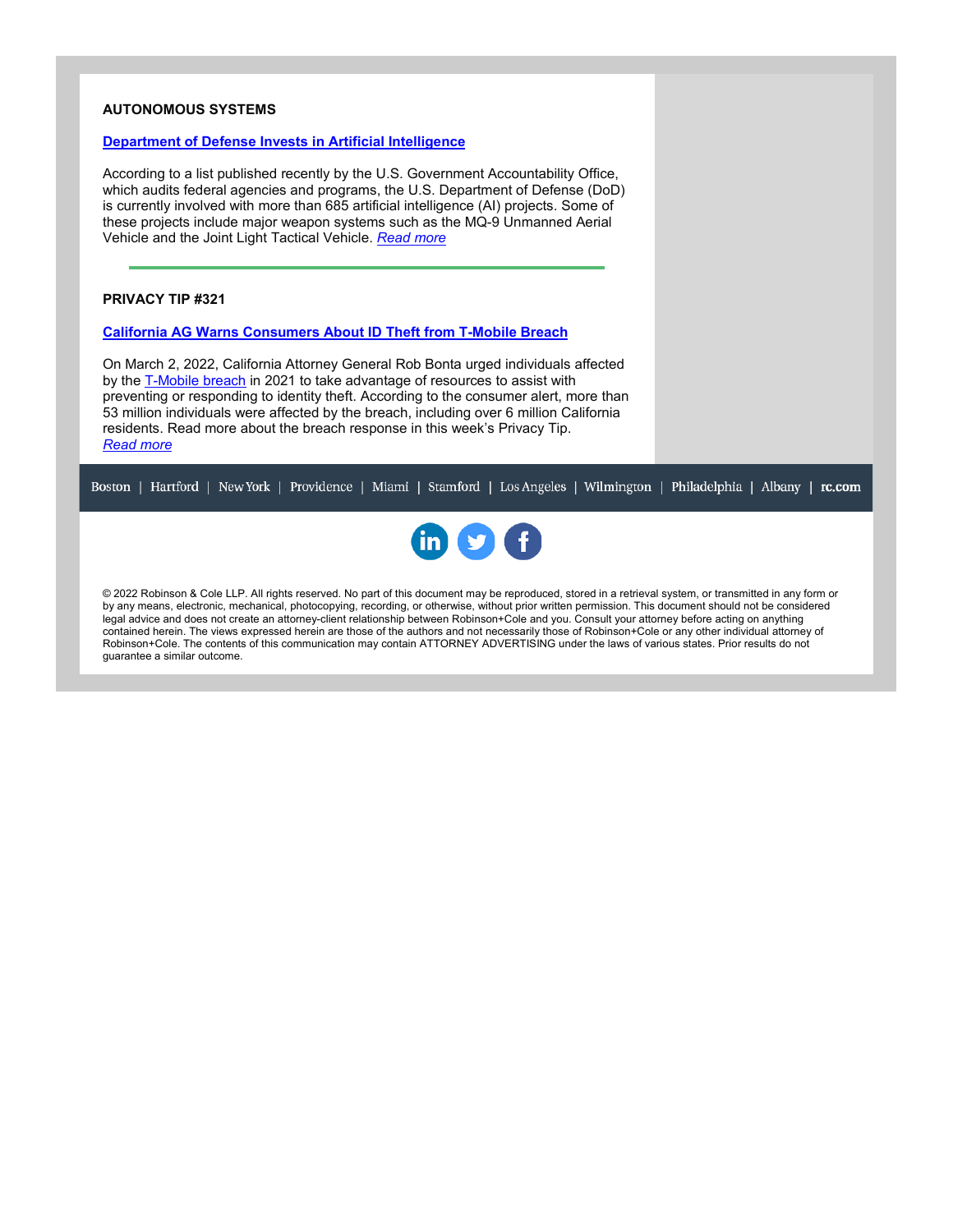**AUTONOMOUS SYSTEMS**

**[Department of Defense Invests in Artificial Intelligence]**

According to a list published recently by the U.S. Government Accountability Office, which audits federal agencies and programs, the U.S. Department of Defense (DoD) is currently involved with more than 685 artificial intelligence (AI) projects. Some of these projects include major weapon systems such as the MQ-9 Unmanned Aerial Vehicle and the Joint Light Tactical Vehicle. *Read more*

---

**PRIVACY TIP #321**

**California AG Warns Consumers About ID Theft from T-Mobile Breach**

On March 2, 2022, California Attorney General Rob Bonta urged individuals affected by the T-Mobile breach in 2021 to take advantage of resources to assist with preventing or responding to identity theft. According to the consumer alert, more than 53 million individuals were affected by the breach, including over 6 million California residents. Read more about the breach response in this week's Privacy Tip. *Read more*

Boston | Hartford | New York | Providence | Miami | Stamford | Los Angeles | Wilmington | Philadelphia | Albany | rc.com

© 2022 Robinson & Cole LLP. All rights reserved. No part of this document may be reproduced, stored in a retrieval system, or transmitted in any form or by any means, electronic, mechanical, photocopying, recording, or otherwise, without prior written permission. This document should not be considered legal advice and does not create an attorney-client relationship between Robinson+Cole and you. Consult your attorney before acting on anything contained herein. The views expressed herein are those of the authors and not necessarily those of Robinson+Cole or any other individual attorney of Robinson+Cole. The contents of this communication may contain ATTORNEY ADVERTISING under the laws of various states. Prior results do not guarantee a similar outcome.